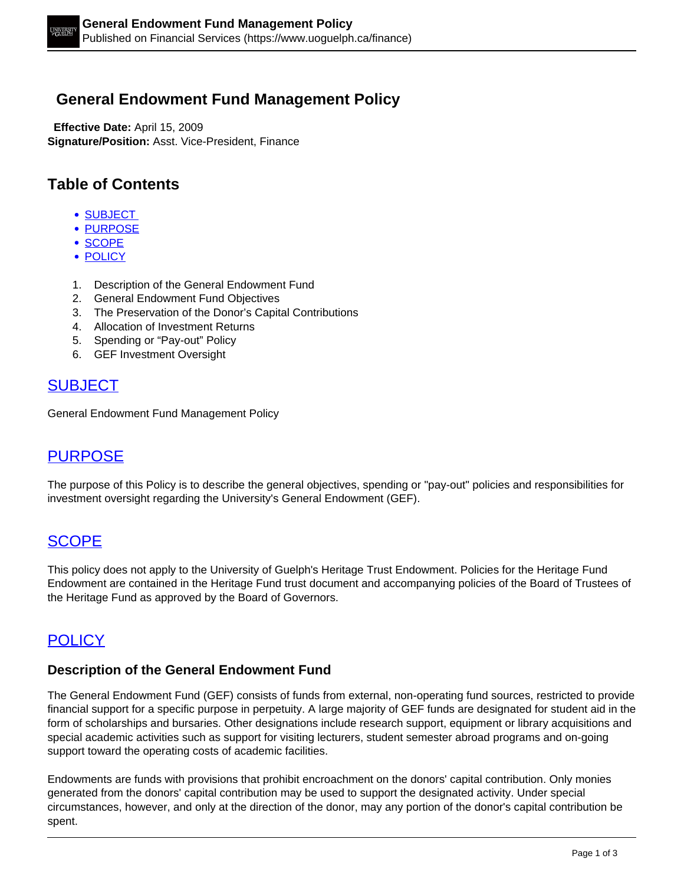# General Endowment Fund Management Policy

**Effective Date:** April 15, 2009
**Signature/Position:** Asst. Vice-President, Finance

## Table of Contents

- SUBJECT
- PURPOSE
- SCOPE
- POLICY

1. Description of the General Endowment Fund
2. General Endowment Fund Objectives
3. The Preservation of the Donor's Capital Contributions
4. Allocation of Investment Returns
5. Spending or "Pay-out" Policy
6. GEF Investment Oversight

## SUBJECT

General Endowment Fund Management Policy

## PURPOSE

The purpose of this Policy is to describe the general objectives, spending or "pay-out" policies and responsibilities for investment oversight regarding the University's General Endowment (GEF).

## SCOPE

This policy does not apply to the University of Guelph's Heritage Trust Endowment. Policies for the Heritage Fund Endowment are contained in the Heritage Fund trust document and accompanying policies of the Board of Trustees of the Heritage Fund as approved by the Board of Governors.

## POLICY

### Description of the General Endowment Fund

The General Endowment Fund (GEF) consists of funds from external, non-operating fund sources, restricted to provide financial support for a specific purpose in perpetuity. A large majority of GEF funds are designated for student aid in the form of scholarships and bursaries. Other designations include research support, equipment or library acquisitions and special academic activities such as support for visiting lecturers, student semester abroad programs and on-going support toward the operating costs of academic facilities.

Endowments are funds with provisions that prohibit encroachment on the donors' capital contribution. Only monies generated from the donors' capital contribution may be used to support the designated activity. Under special circumstances, however, and only at the direction of the donor, may any portion of the donor's capital contribution be spent.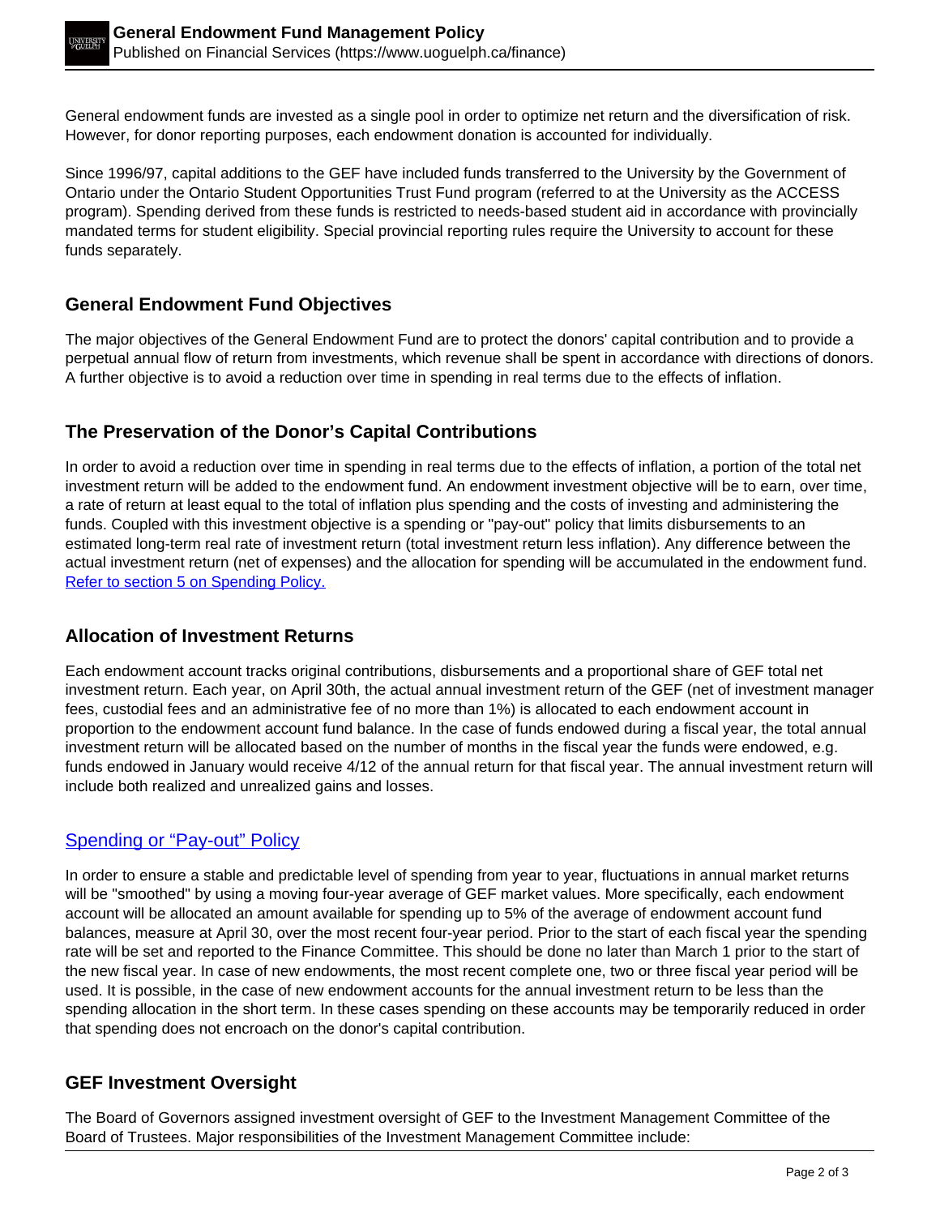General endowment funds are invested as a single pool in order to optimize net return and the diversification of risk. However, for donor reporting purposes, each endowment donation is accounted for individually.

Since 1996/97, capital additions to the GEF have included funds transferred to the University by the Government of Ontario under the Ontario Student Opportunities Trust Fund program (referred to at the University as the ACCESS program). Spending derived from these funds is restricted to needs-based student aid in accordance with provincially mandated terms for student eligibility. Special provincial reporting rules require the University to account for these funds separately.

## General Endowment Fund Objectives

The major objectives of the General Endowment Fund are to protect the donors' capital contribution and to provide a perpetual annual flow of return from investments, which revenue shall be spent in accordance with directions of donors. A further objective is to avoid a reduction over time in spending in real terms due to the effects of inflation.

## The Preservation of the Donor's Capital Contributions

In order to avoid a reduction over time in spending in real terms due to the effects of inflation, a portion of the total net investment return will be added to the endowment fund. An endowment investment objective will be to earn, over time, a rate of return at least equal to the total of inflation plus spending and the costs of investing and administering the funds. Coupled with this investment objective is a spending or "pay-out" policy that limits disbursements to an estimated long-term real rate of investment return (total investment return less inflation). Any difference between the actual investment return (net of expenses) and the allocation for spending will be accumulated in the endowment fund. Refer to section 5 on Spending Policy.

## Allocation of Investment Returns

Each endowment account tracks original contributions, disbursements and a proportional share of GEF total net investment return. Each year, on April 30th, the actual annual investment return of the GEF (net of investment manager fees, custodial fees and an administrative fee of no more than 1%) is allocated to each endowment account in proportion to the endowment account fund balance. In the case of funds endowed during a fiscal year, the total annual investment return will be allocated based on the number of months in the fiscal year the funds were endowed, e.g. funds endowed in January would receive 4/12 of the annual return for that fiscal year. The annual investment return will include both realized and unrealized gains and losses.

## Spending or "Pay-out" Policy

In order to ensure a stable and predictable level of spending from year to year, fluctuations in annual market returns will be "smoothed" by using a moving four-year average of GEF market values. More specifically, each endowment account will be allocated an amount available for spending up to 5% of the average of endowment account fund balances, measure at April 30, over the most recent four-year period. Prior to the start of each fiscal year the spending rate will be set and reported to the Finance Committee. This should be done no later than March 1 prior to the start of the new fiscal year. In case of new endowments, the most recent complete one, two or three fiscal year period will be used. It is possible, in the case of new endowment accounts for the annual investment return to be less than the spending allocation in the short term. In these cases spending on these accounts may be temporarily reduced in order that spending does not encroach on the donor's capital contribution.

## GEF Investment Oversight

The Board of Governors assigned investment oversight of GEF to the Investment Management Committee of the Board of Trustees. Major responsibilities of the Investment Management Committee include: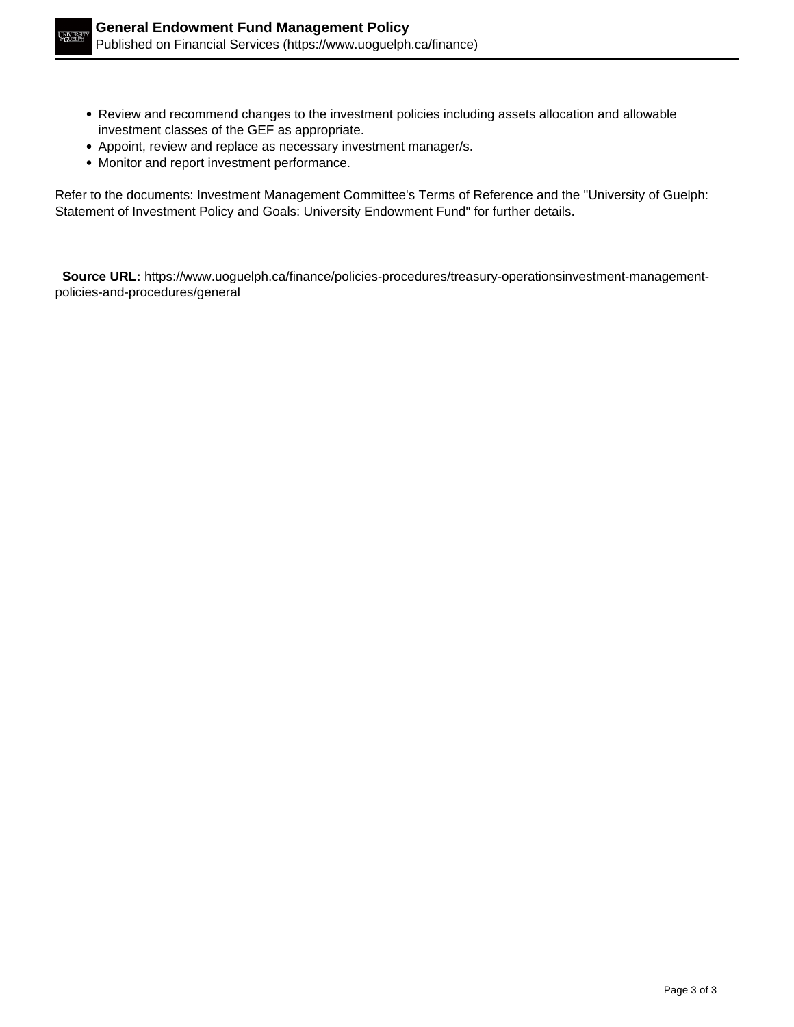- Review and recommend changes to the investment policies including assets allocation and allowable investment classes of the GEF as appropriate.
- Appoint, review and replace as necessary investment manager/s.
- Monitor and report investment performance.

Refer to the documents: Investment Management Committee's Terms of Reference and the "University of Guelph: Statement of Investment Policy and Goals: University Endowment Fund" for further details.

**Source URL:** https://www.uoguelph.ca/finance/policies-procedures/treasury-operationsinvestment-management-policies-and-procedures/general